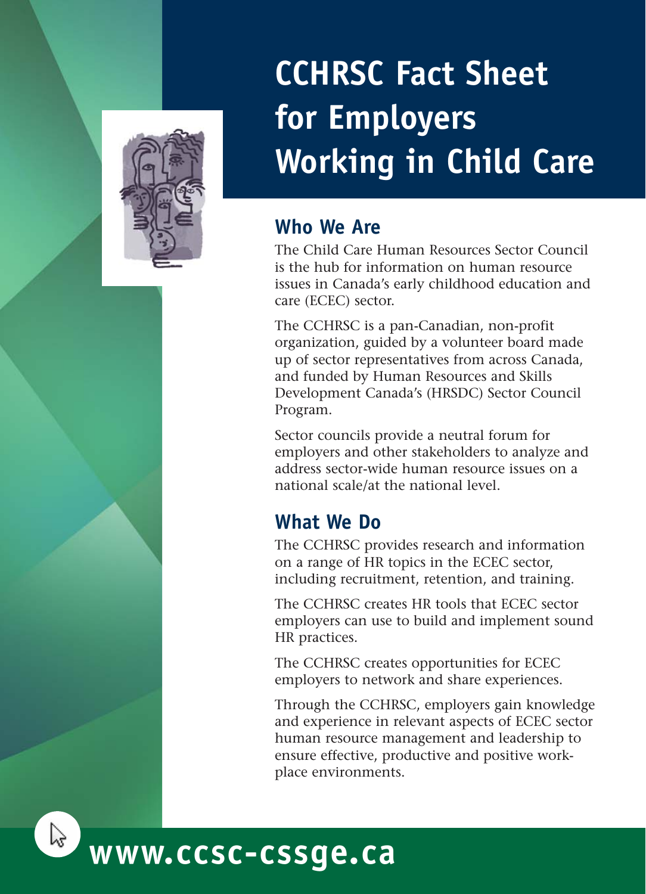# CCHRSC Fact Sheet for Employers Working in Child Care

## Who We Are

The Child Care Human Resources Sector Council is the hub for information on human resource issues in Canada's early childhood education and care (ECEC) sector.

The CCHRSC is a pan-Canadian, non-profit organization, guided by a volunteer board made up of sector representatives from across Canada, and funded by Human Resources and Skills Development Canada's (HRSDC) Sector Council Program.

Sector councils provide a neutral forum for employers and other stakeholders to analyze and address sector-wide human resource issues on a national scale/at the national level.

## What We Do

The CCHRSC provides research and information on a range of HR topics in the ECEC sector, including recruitment, retention, and training.

The CCHRSC creates HR tools that ECEC sector employers can use to build and implement sound HR practices.

The CCHRSC creates opportunities for ECEC employers to network and share experiences.

Through the CCHRSC, employers gain knowledge and experience in relevant aspects of ECEC sector human resource management and leadership to ensure effective, productive and positive work-place environments.

**www.ccsc-cssge.ca**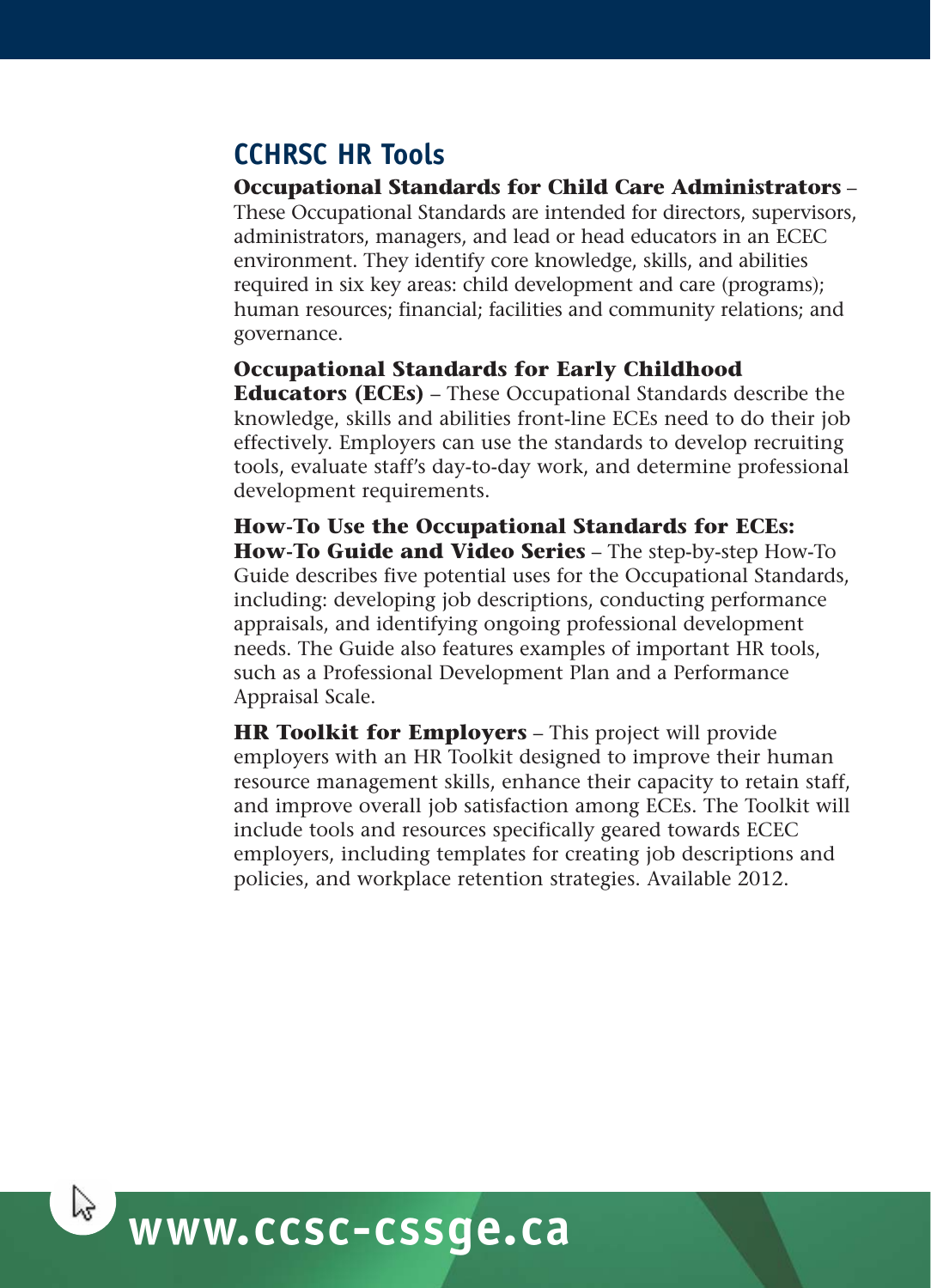## CCHRSC HR Tools

**Occupational Standards for Child Care Administrators** – These Occupational Standards are intended for directors, supervisors, administrators, managers, and lead or head educators in an ECEC environment. They identify core knowledge, skills, and abilities required in six key areas: child development and care (programs); human resources; financial; facilities and community relations; and governance.

**Occupational Standards for Early Childhood Educators (ECEs)** – These Occupational Standards describe the knowledge, skills and abilities front-line ECEs need to do their job effectively. Employers can use the standards to develop recruiting tools, evaluate staff's day-to-day work, and determine professional development requirements.

**How-To Use the Occupational Standards for ECEs: How-To Guide and Video Series** – The step-by-step How-To Guide describes five potential uses for the Occupational Standards, including: developing job descriptions, conducting performance appraisals, and identifying ongoing professional development needs. The Guide also features examples of important HR tools, such as a Professional Development Plan and a Performance Appraisal Scale.

**HR Toolkit for Employers** – This project will provide employers with an HR Toolkit designed to improve their human resource management skills, enhance their capacity to retain staff, and improve overall job satisfaction among ECEs. The Toolkit will include tools and resources specifically geared towards ECEC employers, including templates for creating job descriptions and policies, and workplace retention strategies. Available 2012.

**www.ccsc-cssge.ca**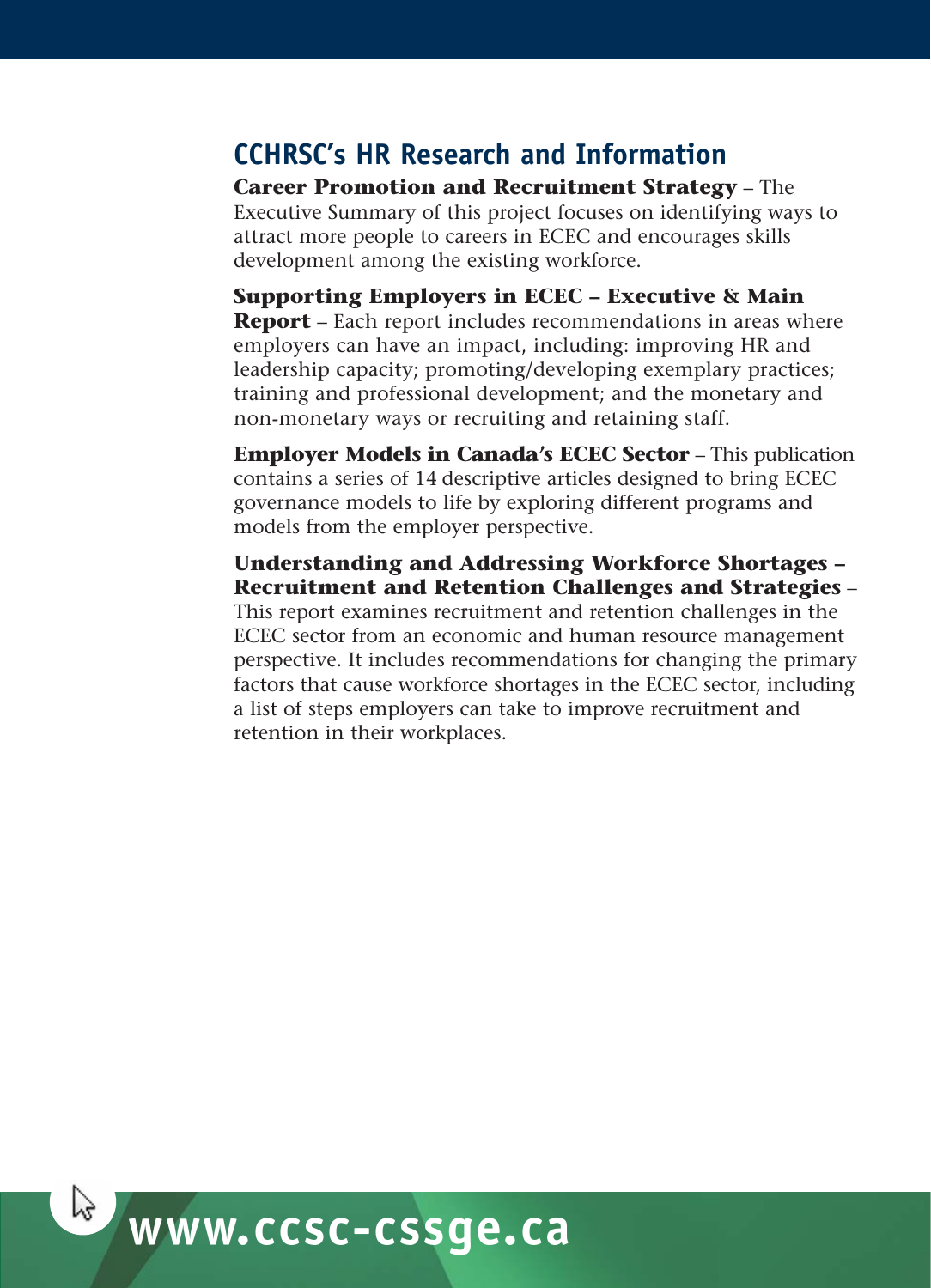## CCHRSC's HR Research and Information

**Career Promotion and Recruitment Strategy** – The Executive Summary of this project focuses on identifying ways to attract more people to careers in ECEC and encourages skills development among the existing workforce.

**Supporting Employers in ECEC – Executive & Main Report** – Each report includes recommendations in areas where employers can have an impact, including: improving HR and leadership capacity; promoting/developing exemplary practices; training and professional development; and the monetary and non-monetary ways or recruiting and retaining staff.

**Employer Models in Canada's ECEC Sector** – This publication contains a series of 14 descriptive articles designed to bring ECEC governance models to life by exploring different programs and models from the employer perspective.

**Understanding and Addressing Workforce Shortages – Recruitment and Retention Challenges and Strategies** – This report examines recruitment and retention challenges in the ECEC sector from an economic and human resource management perspective. It includes recommendations for changing the primary factors that cause workforce shortages in the ECEC sector, including a list of steps employers can take to improve recruitment and retention in their workplaces.

**www.ccsc-cssge.ca**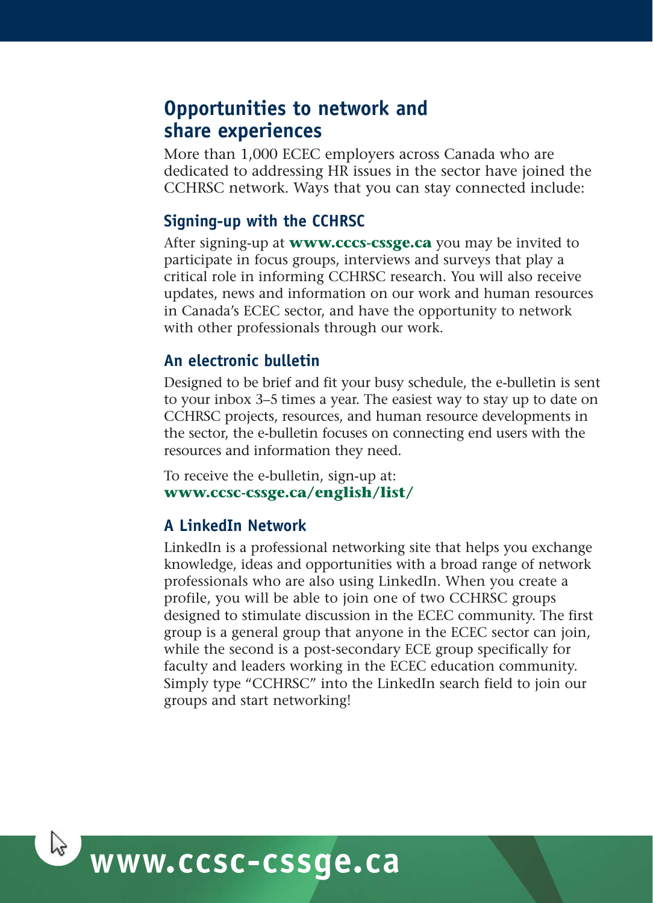## Opportunities to network and share experiences

More than 1,000 ECEC employers across Canada who are dedicated to addressing HR issues in the sector have joined the CCHRSC network. Ways that you can stay connected include:

### Signing-up with the CCHRSC

After signing-up at **www.cccs-cssge.ca** you may be invited to participate in focus groups, interviews and surveys that play a critical role in informing CCHRSC research. You will also receive updates, news and information on our work and human resources in Canada's ECEC sector, and have the opportunity to network with other professionals through our work.

### An electronic bulletin

Designed to be brief and fit your busy schedule, the e-bulletin is sent to your inbox 3–5 times a year. The easiest way to stay up to date on CCHRSC projects, resources, and human resource developments in the sector, the e-bulletin focuses on connecting end users with the resources and information they need.

To receive the e-bulletin, sign-up at:
**www.ccsc-cssge.ca/english/list/**

### A LinkedIn Network

LinkedIn is a professional networking site that helps you exchange knowledge, ideas and opportunities with a broad range of network professionals who are also using LinkedIn. When you create a profile, you will be able to join one of two CCHRSC groups designed to stimulate discussion in the ECEC community. The first group is a general group that anyone in the ECEC sector can join, while the second is a post-secondary ECE group specifically for faculty and leaders working in the ECEC education community. Simply type "CCHRSC" into the LinkedIn search field to join our groups and start networking!

**www.ccsc-cssge.ca**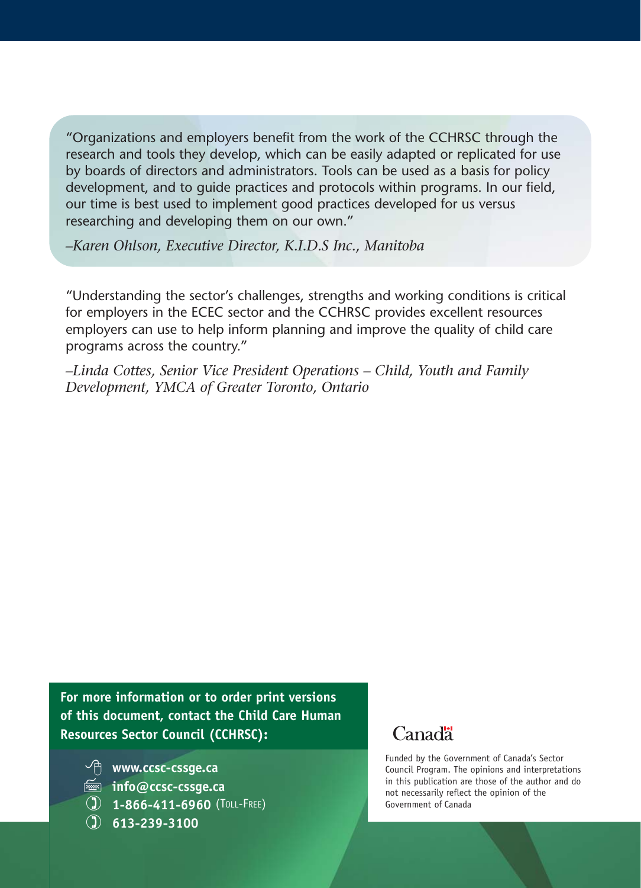"Organizations and employers benefit from the work of the CCHRSC through the research and tools they develop, which can be easily adapted or replicated for use by boards of directors and administrators. Tools can be used as a basis for policy development, and to guide practices and protocols within programs. In our field, our time is best used to implement good practices developed for us versus researching and developing them on our own."

*–Karen Ohlson, Executive Director, K.I.D.S Inc., Manitoba*

"Understanding the sector's challenges, strengths and working conditions is critical for employers in the ECEC sector and the CCHRSC provides excellent resources employers can use to help inform planning and improve the quality of child care programs across the country."

*–Linda Cottes, Senior Vice President Operations – Child, Youth and Family Development, YMCA of Greater Toronto, Ontario*

**For more information or to order print versions of this document, contact the Child Care Human Resources Sector Council (CCHRSC):**

- **www.ccsc-cssge.ca**
- **info@ccsc-cssge.ca**
- **1-866-411-6960** (Toll-Free)
- **613-239-3100**

Canada

Funded by the Government of Canada's Sector Council Program. The opinions and interpretations in this publication are those of the author and do not necessarily reflect the opinion of the Government of Canada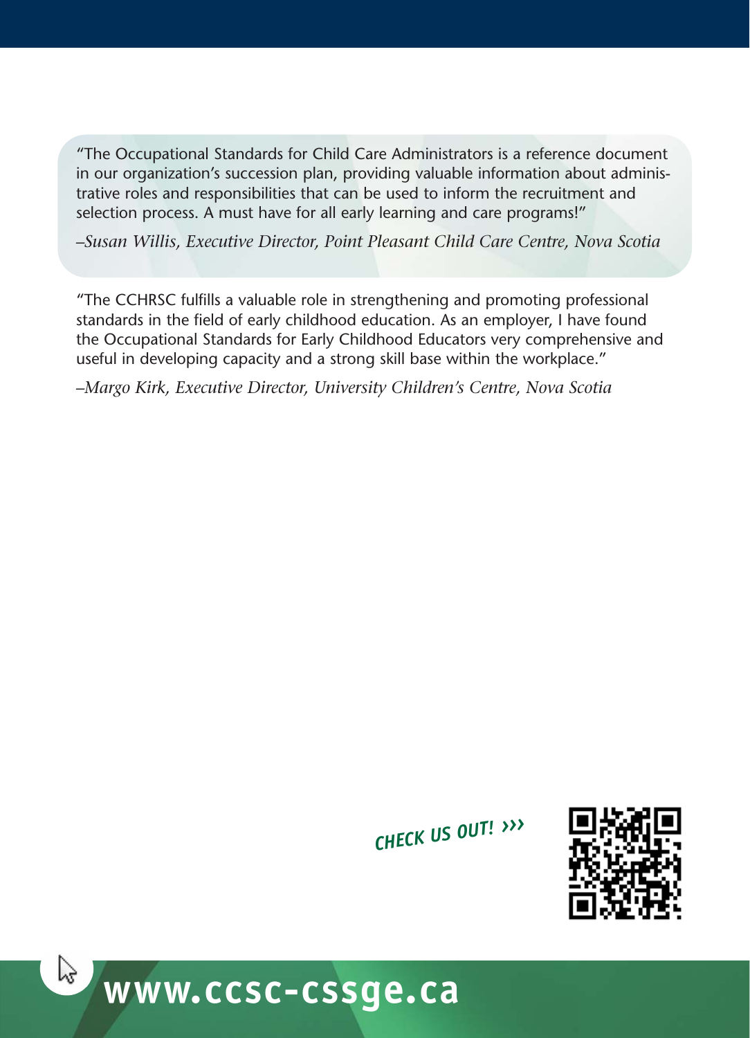"The Occupational Standards for Child Care Administrators is a reference document in our organization's succession plan, providing valuable information about administrative roles and responsibilities that can be used to inform the recruitment and selection process. A must have for all early learning and care programs!"

*–Susan Willis, Executive Director, Point Pleasant Child Care Centre, Nova Scotia*

"The CCHRSC fulfills a valuable role in strengthening and promoting professional standards in the field of early childhood education. As an employer, I have found the Occupational Standards for Early Childhood Educators very comprehensive and useful in developing capacity and a strong skill base within the workplace."

*–Margo Kirk, Executive Director, University Children's Centre, Nova Scotia*

*CHECK US OUT! ›››*

**www.ccsc-cssge.ca**